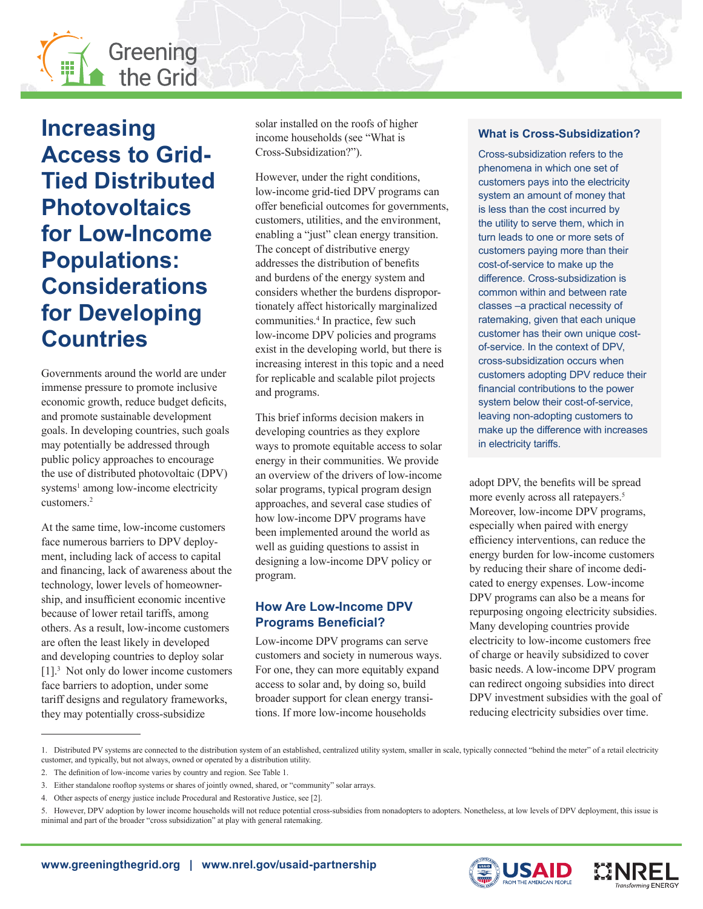# Increasing Access to Grid-Tied Distributed Photovoltaics for Low-Income Populations: Considerations for Developing Countries

Governments around the world are under immense pressure to promote inclusive economic growth, reduce budget deficits, and promote sustainable development goals. In developing countries, such goals may potentially be addressed through public policy approaches to encourage the use of distributed photovoltaic (DPV) systems[1] among low-income electricity customers.[2]

At the same time, low-income customers face numerous barriers to DPV deployment, including lack of access to capital and financing, lack of awareness about the technology, lower levels of homeownership, and insufficient economic incentive because of lower retail tariffs, among others. As a result, low-income customers are often the least likely in developed and developing countries to deploy solar [1].[3] Not only do lower income customers face barriers to adoption, under some tariff designs and regulatory frameworks, they may potentially cross-subsidize solar installed on the roofs of higher income households (see "What is Cross-Subsidization?").

However, under the right conditions, low-income grid-tied DPV programs can offer beneficial outcomes for governments, customers, utilities, and the environment, enabling a "just" clean energy transition. The concept of distributive energy addresses the distribution of benefits and burdens of the energy system and considers whether the burdens disproportionately affect historically marginalized communities.[4] In practice, few such low-income DPV policies and programs exist in the developing world, but there is increasing interest in this topic and a need for replicable and scalable pilot projects and programs.

This brief informs decision makers in developing countries as they explore ways to promote equitable access to solar energy in their communities. We provide an overview of the drivers of low-income solar programs, typical program design approaches, and several case studies of how low-income DPV programs have been implemented around the world as well as guiding questions to assist in designing a low-income DPV policy or program.

## How Are Low-Income DPV Programs Beneficial?

Low-income DPV programs can serve customers and society in numerous ways. For one, they can more equitably expand access to solar and, by doing so, build broader support for clean energy transitions. If more low-income households adopt DPV, the benefits will be spread more evenly across all ratepayers.[5] Moreover, low-income DPV programs, especially when paired with energy efficiency interventions, can reduce the energy burden for low-income customers by reducing their share of income dedicated to energy expenses. Low-income DPV programs can also be a means for repurposing ongoing electricity subsidies. Many developing countries provide electricity to low-income customers free of charge or heavily subsidized to cover basic needs. A low-income DPV program can redirect ongoing subsidies into direct DPV investment subsidies with the goal of reducing electricity subsidies over time.

### What is Cross-Subsidization?

Cross-subsidization refers to the phenomena in which one set of customers pays into the electricity system an amount of money that is less than the cost incurred by the utility to serve them, which in turn leads to one or more sets of customers paying more than their cost-of-service to make up the difference. Cross-subsidization is common within and between rate classes –a practical necessity of ratemaking, given that each unique customer has their own unique cost-of-service. In the context of DPV, cross-subsidization occurs when customers adopting DPV reduce their financial contributions to the power system below their cost-of-service, leaving non-adopting customers to make up the difference with increases in electricity tariffs.

---

1. Distributed PV systems are connected to the distribution system of an established, centralized utility system, smaller in scale, typically connected "behind the meter" of a retail electricity customer, and typically, but not always, owned or operated by a distribution utility.
2. The definition of low-income varies by country and region. See Table 1.
3. Either standalone rooftop systems or shares of jointly owned, shared, or "community" solar arrays.
4. Other aspects of energy justice include Procedural and Restorative Justice, see [2].
5. However, DPV adoption by lower income households will not reduce potential cross-subsidies from nonadopters to adopters. Nonetheless, at low levels of DPV deployment, this issue is minimal and part of the broader "cross subsidization" at play with general ratemaking.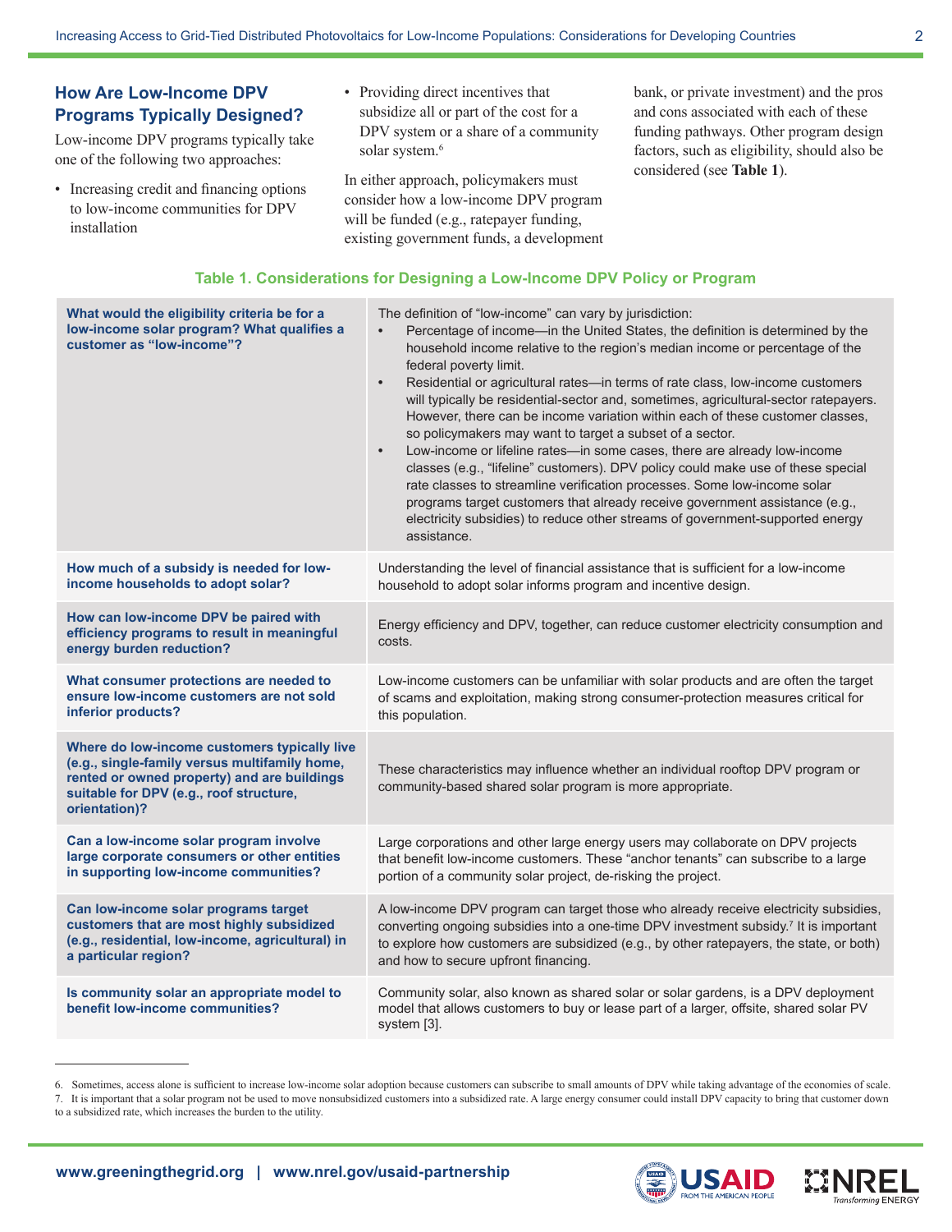## How Are Low-Income DPV Programs Typically Designed?

Low-income DPV programs typically take one of the following two approaches:

- Increasing credit and financing options to low-income communities for DPV installation
- Providing direct incentives that subsidize all or part of the cost for a DPV system or a share of a community solar system.[6]

In either approach, policymakers must consider how a low-income DPV program will be funded (e.g., ratepayer funding, existing government funds, a development bank, or private investment) and the pros and cons associated with each of these funding pathways. Other program design factors, such as eligibility, should also be considered (see **Table 1**).

**Table 1. Considerations for Designing a Low-Income DPV Policy or Program**

| | |
|---|---|
| **What would the eligibility criteria be for a low-income solar program? What qualifies a customer as "low-income"?** | The definition of "low-income" can vary by jurisdiction:<br>• Percentage of income—in the United States, the definition is determined by the household income relative to the region's median income or percentage of the federal poverty limit.<br>• Residential or agricultural rates—in terms of rate class, low-income customers will typically be residential-sector and, sometimes, agricultural-sector ratepayers. However, there can be income variation within each of these customer classes, so policymakers may want to target a subset of a sector.<br>• Low-income or lifeline rates—in some cases, there are already low-income classes (e.g., "lifeline" customers). DPV policy could make use of these special rate classes to streamline verification processes. Some low-income solar programs target customers that already receive government assistance (e.g., electricity subsidies) to reduce other streams of government-supported energy assistance. |
| **How much of a subsidy is needed for low-income households to adopt solar?** | Understanding the level of financial assistance that is sufficient for a low-income household to adopt solar informs program and incentive design. |
| **How can low-income DPV be paired with efficiency programs to result in meaningful energy burden reduction?** | Energy efficiency and DPV, together, can reduce customer electricity consumption and costs. |
| **What consumer protections are needed to ensure low-income customers are not sold inferior products?** | Low-income customers can be unfamiliar with solar products and are often the target of scams and exploitation, making strong consumer-protection measures critical for this population. |
| **Where do low-income customers typically live (e.g., single-family versus multifamily home, rented or owned property) and are buildings suitable for DPV (e.g., roof structure, orientation)?** | These characteristics may influence whether an individual rooftop DPV program or community-based shared solar program is more appropriate. |
| **Can a low-income solar program involve large corporate consumers or other entities in supporting low-income communities?** | Large corporations and other large energy users may collaborate on DPV projects that benefit low-income customers. These "anchor tenants" can subscribe to a large portion of a community solar project, de-risking the project. |
| **Can low-income solar programs target customers that are most highly subsidized (e.g., residential, low-income, agricultural) in a particular region?** | A low-income DPV program can target those who already receive electricity subsidies, converting ongoing subsidies into a one-time DPV investment subsidy.[7] It is important to explore how customers are subsidized (e.g., by other ratepayers, the state, or both) and how to secure upfront financing. |
| **Is community solar an appropriate model to benefit low-income communities?** | Community solar, also known as shared solar or solar gardens, is a DPV deployment model that allows customers to buy or lease part of a larger, offsite, shared solar PV system [3]. |

6. Sometimes, access alone is sufficient to increase low-income solar adoption because customers can subscribe to small amounts of DPV while taking advantage of the economies of scale.

7. It is important that a solar program not be used to move nonsubsidized customers into a subsidized rate. A large energy consumer could install DPV capacity to bring that customer down to a subsidized rate, which increases the burden to the utility.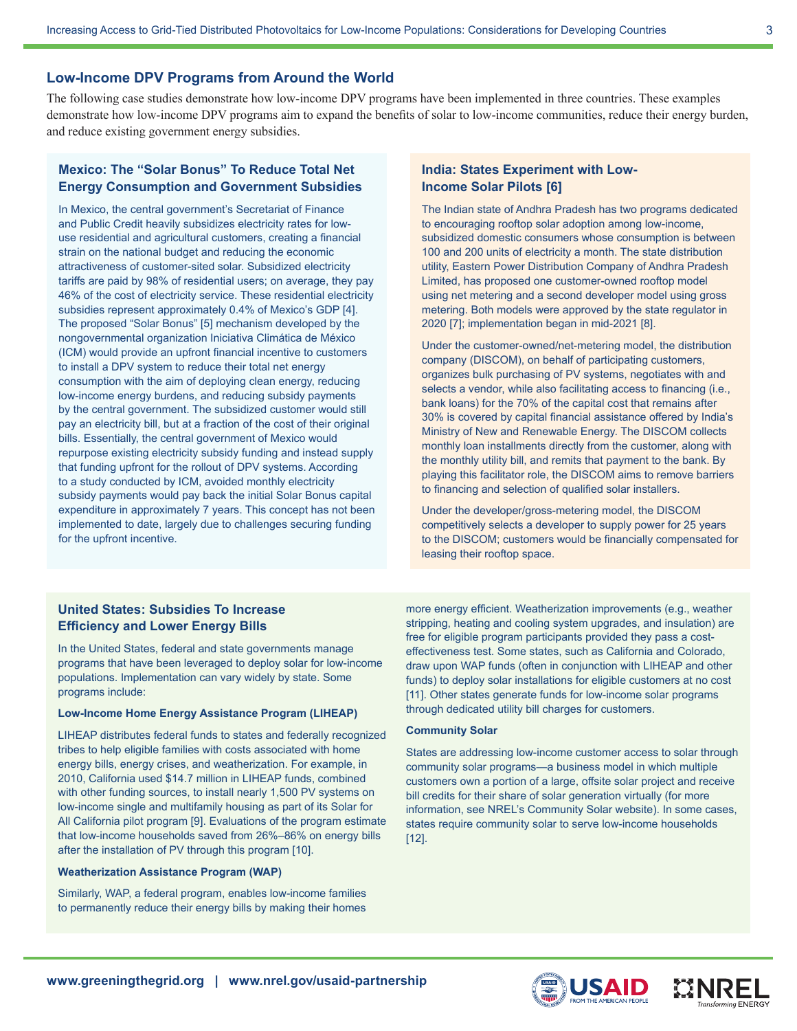## Low-Income DPV Programs from Around the World

The following case studies demonstrate how low-income DPV programs have been implemented in three countries. These examples demonstrate how low-income DPV programs aim to expand the benefits of solar to low-income communities, reduce their energy burden, and reduce existing government energy subsidies.

### Mexico: The "Solar Bonus" To Reduce Total Net Energy Consumption and Government Subsidies

In Mexico, the central government's Secretariat of Finance and Public Credit heavily subsidizes electricity rates for low-use residential and agricultural customers, creating a financial strain on the national budget and reducing the economic attractiveness of customer-sited solar. Subsidized electricity tariffs are paid by 98% of residential users; on average, they pay 46% of the cost of electricity service. These residential electricity subsidies represent approximately 0.4% of Mexico's GDP [4]. The proposed "Solar Bonus" [5] mechanism developed by the nongovernmental organization Iniciativa Climática de México (ICM) would provide an upfront financial incentive to customers to install a DPV system to reduce their total net energy consumption with the aim of deploying clean energy, reducing low-income energy burdens, and reducing subsidy payments by the central government. The subsidized customer would still pay an electricity bill, but at a fraction of the cost of their original bills. Essentially, the central government of Mexico would repurpose existing electricity subsidy funding and instead supply that funding upfront for the rollout of DPV systems. According to a study conducted by ICM, avoided monthly electricity subsidy payments would pay back the initial Solar Bonus capital expenditure in approximately 7 years. This concept has not been implemented to date, largely due to challenges securing funding for the upfront incentive.

### India: States Experiment with Low-Income Solar Pilots [6]

The Indian state of Andhra Pradesh has two programs dedicated to encouraging rooftop solar adoption among low-income, subsidized domestic consumers whose consumption is between 100 and 200 units of electricity a month. The state distribution utility, Eastern Power Distribution Company of Andhra Pradesh Limited, has proposed one customer-owned rooftop model using net metering and a second developer model using gross metering. Both models were approved by the state regulator in 2020 [7]; implementation began in mid-2021 [8].

Under the customer-owned/net-metering model, the distribution company (DISCOM), on behalf of participating customers, organizes bulk purchasing of PV systems, negotiates with and selects a vendor, while also facilitating access to financing (i.e., bank loans) for the 70% of the capital cost that remains after 30% is covered by capital financial assistance offered by India's Ministry of New and Renewable Energy. The DISCOM collects monthly loan installments directly from the customer, along with the monthly utility bill, and remits that payment to the bank. By playing this facilitator role, the DISCOM aims to remove barriers to financing and selection of qualified solar installers.

Under the developer/gross-metering model, the DISCOM competitively selects a developer to supply power for 25 years to the DISCOM; customers would be financially compensated for leasing their rooftop space.

### United States: Subsidies To Increase Efficiency and Lower Energy Bills

In the United States, federal and state governments manage programs that have been leveraged to deploy solar for low-income populations. Implementation can vary widely by state. Some programs include:

#### Low-Income Home Energy Assistance Program (LIHEAP)

LIHEAP distributes federal funds to states and federally recognized tribes to help eligible families with costs associated with home energy bills, energy crises, and weatherization. For example, in 2010, California used $14.7 million in LIHEAP funds, combined with other funding sources, to install nearly 1,500 PV systems on low-income single and multifamily housing as part of its Solar for All California pilot program [9]. Evaluations of the program estimate that low-income households saved from 26%–86% on energy bills after the installation of PV through this program [10].

#### Weatherization Assistance Program (WAP)

Similarly, WAP, a federal program, enables low-income families to permanently reduce their energy bills by making their homes more energy efficient. Weatherization improvements (e.g., weather stripping, heating and cooling system upgrades, and insulation) are free for eligible program participants provided they pass a cost-effectiveness test. Some states, such as California and Colorado, draw upon WAP funds (often in conjunction with LIHEAP and other funds) to deploy solar installations for eligible customers at no cost [11]. Other states generate funds for low-income solar programs through dedicated utility bill charges for customers.

#### Community Solar

States are addressing low-income customer access to solar through community solar programs—a business model in which multiple customers own a portion of a large, offsite solar project and receive bill credits for their share of solar generation virtually (for more information, see NREL's Community Solar website). In some cases, states require community solar to serve low-income households [12].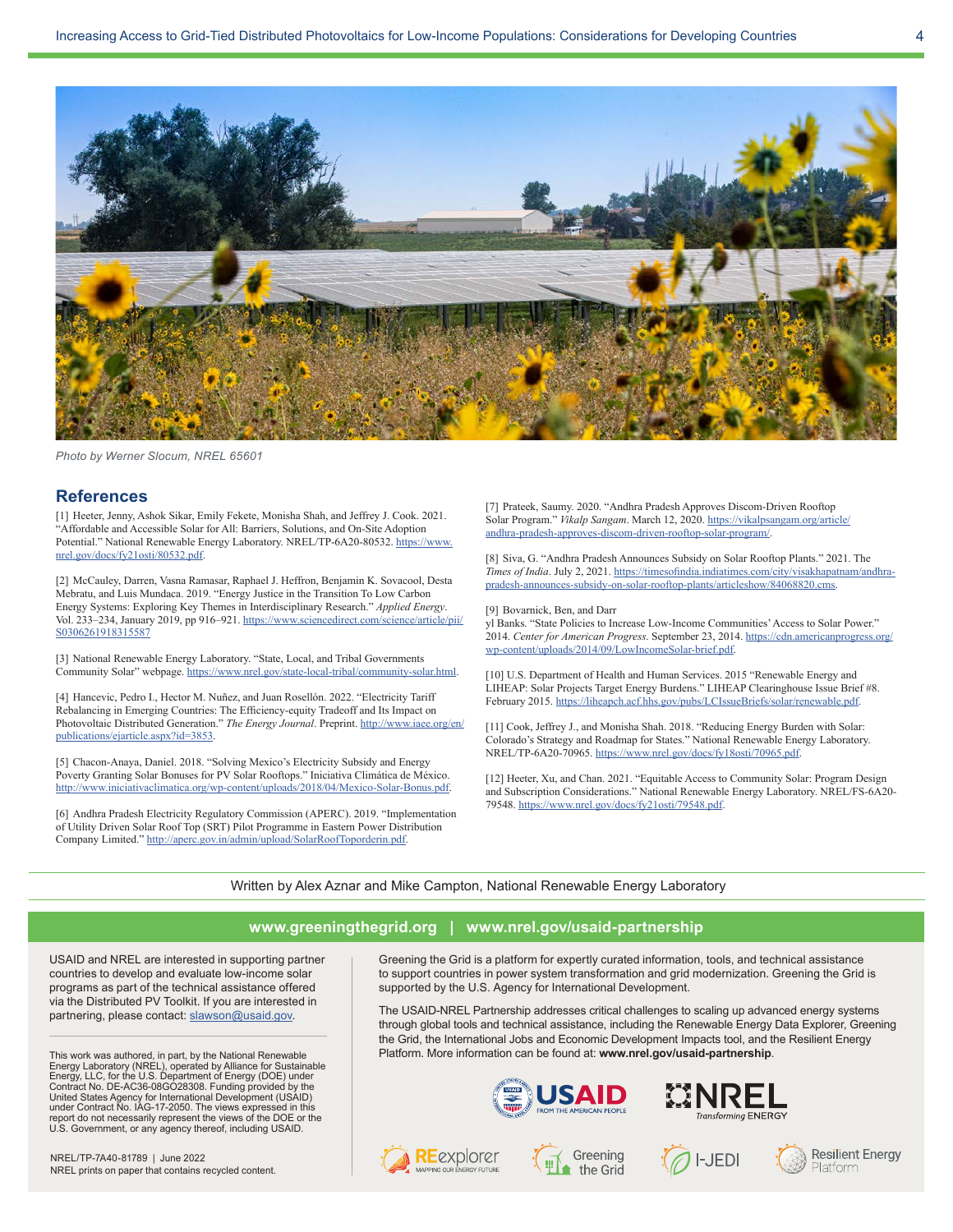Photo by Werner Slocum, NREL 65601

## References

[1] Heeter, Jenny, Ashok Sikar, Emily Fekete, Monisha Shah, and Jeffrey J. Cook. 2021. "Affordable and Accessible Solar for All: Barriers, Solutions, and On-Site Adoption Potential." National Renewable Energy Laboratory. NREL/TP-6A20-80532. https://www.nrel.gov/docs/fy21osti/80532.pdf.

[2] McCauley, Darren, Vasna Ramasar, Raphael J. Heffron, Benjamin K. Sovacool, Desta Mebratu, and Luis Mundaca. 2019. "Energy Justice in the Transition To Low Carbon Energy Systems: Exploring Key Themes in Interdisciplinary Research." *Applied Energy*. Vol. 233–234, January 2019, pp 916–921. https://www.sciencedirect.com/science/article/pii/S0306261918315587

[3] National Renewable Energy Laboratory. "State, Local, and Tribal Governments Community Solar" webpage. https://www.nrel.gov/state-local-tribal/community-solar.html.

[4] Hancevic, Pedro I., Hector M. Nuñez, and Juan Rosellón. 2022. "Electricity Tariff Rebalancing in Emerging Countries: The Efficiency-equity Tradeoff and Its Impact on Photovoltaic Distributed Generation." *The Energy Journal*. Preprint. http://www.iaee.org/en/publications/ejarticle.aspx?id=3853.

[5] Chacon-Anaya, Daniel. 2018. "Solving Mexico's Electricity Subsidy and Energy Poverty Granting Solar Bonuses for PV Solar Rooftops." Iniciativa Climática de México. http://www.iniciativaclimatica.org/wp-content/uploads/2018/04/Mexico-Solar-Bonus.pdf.

[6] Andhra Pradesh Electricity Regulatory Commission (APERC). 2019. "Implementation of Utility Driven Solar Roof Top (SRT) Pilot Programme in Eastern Power Distribution Company Limited." http://aperc.gov.in/admin/upload/SolarRoofToporderin.pdf.

[7] Prateek, Saumy. 2020. "Andhra Pradesh Approves Discom-Driven Rooftop Solar Program." *Vikalp Sangam*. March 12, 2020. https://vikalpsangam.org/article/andhra-pradesh-approves-discom-driven-rooftop-solar-program/.

[8] Siva, G. "Andhra Pradesh Announces Subsidy on Solar Rooftop Plants." 2021. The *Times of India*. July 2, 2021. https://timesofindia.indiatimes.com/city/visakhapatnam/andhra-pradesh-announces-subsidy-on-solar-rooftop-plants/articleshow/84068820.cms.

[9] Bovarnick, Ben, and Darr
yl Banks. "State Policies to Increase Low-Income Communities' Access to Solar Power." 2014. *Center for American Progress*. September 23, 2014. https://cdn.americanprogress.org/wp-content/uploads/2014/09/LowIncomeSolar-brief.pdf.

[10] U.S. Department of Health and Human Services. 2015 "Renewable Energy and LIHEAP: Solar Projects Target Energy Burdens." LIHEAP Clearinghouse Issue Brief #8. February 2015. https://liheapch.acf.hhs.gov/pubs/LCIssueBriefs/solar/renewable.pdf.

[11] Cook, Jeffrey J., and Monisha Shah. 2018. "Reducing Energy Burden with Solar: Colorado's Strategy and Roadmap for States." National Renewable Energy Laboratory. NREL/TP-6A20-70965. https://www.nrel.gov/docs/fy18osti/70965.pdf.

[12] Heeter, Xu, and Chan. 2021. "Equitable Access to Community Solar: Program Design and Subscription Considerations." National Renewable Energy Laboratory. NREL/FS-6A20-79548. https://www.nrel.gov/docs/fy21osti/79548.pdf.

Written by Alex Aznar and Mike Campton, National Renewable Energy Laboratory

**www.greeningthegrid.org | www.nrel.gov/usaid-partnership**

USAID and NREL are interested in supporting partner countries to develop and evaluate low-income solar programs as part of the technical assistance offered via the Distributed PV Toolkit. If you are interested in partnering, please contact: slawson@usaid.gov.

This work was authored, in part, by the National Renewable Energy Laboratory (NREL), operated by Alliance for Sustainable Energy, LLC, for the U.S. Department of Energy (DOE) under Contract No. DE-AC36-08GO28308. Funding provided by the United States Agency for International Development (USAID) under Contract No. IAG-17-2050. The views expressed in this report do not necessarily represent the views of the DOE or the U.S. Government, or any agency thereof, including USAID.

NREL/TP-7A40-81789 | June 2022
NREL prints on paper that contains recycled content.

Greening the Grid is a platform for expertly curated information, tools, and technical assistance to support countries in power system transformation and grid modernization. Greening the Grid is supported by the U.S. Agency for International Development.

The USAID-NREL Partnership addresses critical challenges to scaling up advanced energy systems through global tools and technical assistance, including the Renewable Energy Data Explorer, Greening the Grid, the International Jobs and Economic Development Impacts tool, and the Resilient Energy Platform. More information can be found at: **www.nrel.gov/usaid-partnership**.